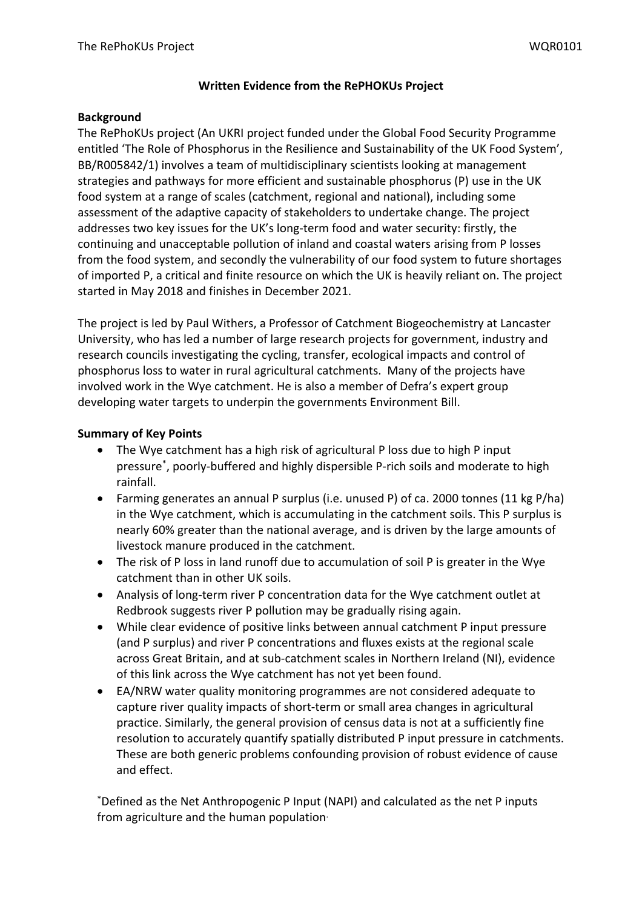**Written Evidence from the RePHOKUs Project**

**Background**

The RePhoKUs project (An UKRI project funded under the Global Food Security Programme entitled 'The Role of Phosphorus in the Resilience and Sustainability of the UK Food System', BB/R005842/1) involves a team of multidisciplinary scientists looking at management strategies and pathways for more efficient and sustainable phosphorus (P) use in the UK food system at a range of scales (catchment, regional and national), including some assessment of the adaptive capacity of stakeholders to undertake change. The project addresses two key issues for the UK's long-term food and water security: firstly, the continuing and unacceptable pollution of inland and coastal waters arising from P losses from the food system, and secondly the vulnerability of our food system to future shortages of imported P, a critical and finite resource on which the UK is heavily reliant on. The project started in May 2018 and finishes in December 2021.

The project is led by Paul Withers, a Professor of Catchment Biogeochemistry at Lancaster University, who has led a number of large research projects for government, industry and research councils investigating the cycling, transfer, ecological impacts and control of phosphorus loss to water in rural agricultural catchments. Many of the projects have involved work in the Wye catchment. He is also a member of Defra's expert group developing water targets to underpin the governments Environment Bill.

**Summary of Key Points**

- The Wye catchment has a high risk of agricultural P loss due to high P input pressure*, poorly-buffered and highly dispersible P-rich soils and moderate to high rainfall.
- Farming generates an annual P surplus (i.e. unused P) of ca. 2000 tonnes (11 kg P/ha) in the Wye catchment, which is accumulating in the catchment soils. This P surplus is nearly 60% greater than the national average, and is driven by the large amounts of livestock manure produced in the catchment.
- The risk of P loss in land runoff due to accumulation of soil P is greater in the Wye catchment than in other UK soils.
- Analysis of long-term river P concentration data for the Wye catchment outlet at Redbrook suggests river P pollution may be gradually rising again.
- While clear evidence of positive links between annual catchment P input pressure (and P surplus) and river P concentrations and fluxes exists at the regional scale across Great Britain, and at sub-catchment scales in Northern Ireland (NI), evidence of this link across the Wye catchment has not yet been found.
- EA/NRW water quality monitoring programmes are not considered adequate to capture river quality impacts of short-term or small area changes in agricultural practice. Similarly, the general provision of census data is not at a sufficiently fine resolution to accurately quantify spatially distributed P input pressure in catchments. These are both generic problems confounding provision of robust evidence of cause and effect.

*Defined as the Net Anthropogenic P Input (NAPI) and calculated as the net P inputs from agriculture and the human population.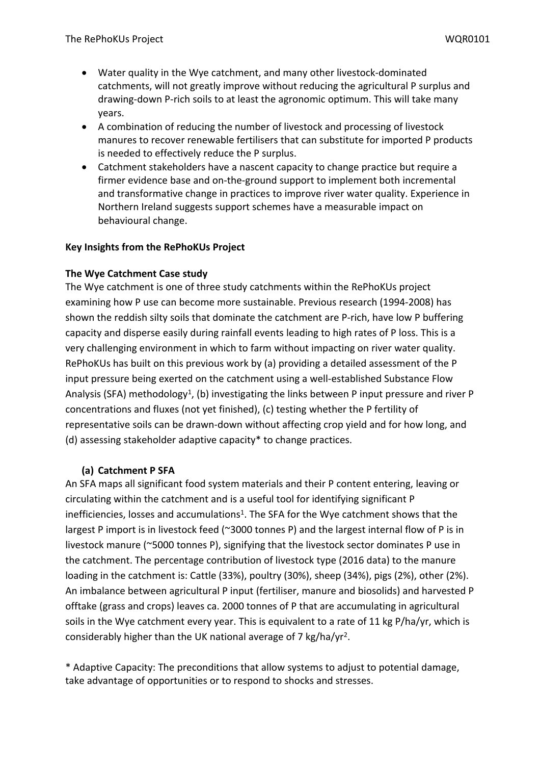- Water quality in the Wye catchment, and many other livestock-dominated catchments, will not greatly improve without reducing the agricultural P surplus and drawing-down P-rich soils to at least the agronomic optimum. This will take many years.
- A combination of reducing the number of livestock and processing of livestock manures to recover renewable fertilisers that can substitute for imported P products is needed to effectively reduce the P surplus.
- Catchment stakeholders have a nascent capacity to change practice but require a firmer evidence base and on-the-ground support to implement both incremental and transformative change in practices to improve river water quality. Experience in Northern Ireland suggests support schemes have a measurable impact on behavioural change.

**Key Insights from the RePhoKUs Project**

**The Wye Catchment Case study**

The Wye catchment is one of three study catchments within the RePhoKUs project examining how P use can become more sustainable. Previous research (1994-2008) has shown the reddish silty soils that dominate the catchment are P-rich, have low P buffering capacity and disperse easily during rainfall events leading to high rates of P loss. This is a very challenging environment in which to farm without impacting on river water quality. RePhoKUs has built on this previous work by (a) providing a detailed assessment of the P input pressure being exerted on the catchment using a well-established Substance Flow Analysis (SFA) methodology[1], (b) investigating the links between P input pressure and river P concentrations and fluxes (not yet finished), (c) testing whether the P fertility of representative soils can be drawn-down without affecting crop yield and for how long, and (d) assessing stakeholder adaptive capacity* to change practices.

**(a) Catchment P SFA**

An SFA maps all significant food system materials and their P content entering, leaving or circulating within the catchment and is a useful tool for identifying significant P inefficiencies, losses and accumulations[1]. The SFA for the Wye catchment shows that the largest P import is in livestock feed (~3000 tonnes P) and the largest internal flow of P is in livestock manure (~5000 tonnes P), signifying that the livestock sector dominates P use in the catchment. The percentage contribution of livestock type (2016 data) to the manure loading in the catchment is: Cattle (33%), poultry (30%), sheep (34%), pigs (2%), other (2%). An imbalance between agricultural P input (fertiliser, manure and biosolids) and harvested P offtake (grass and crops) leaves ca. 2000 tonnes of P that are accumulating in agricultural soils in the Wye catchment every year. This is equivalent to a rate of 11 kg P/ha/yr, which is considerably higher than the UK national average of 7 kg/ha/yr[2].

\* Adaptive Capacity: The preconditions that allow systems to adjust to potential damage, take advantage of opportunities or to respond to shocks and stresses.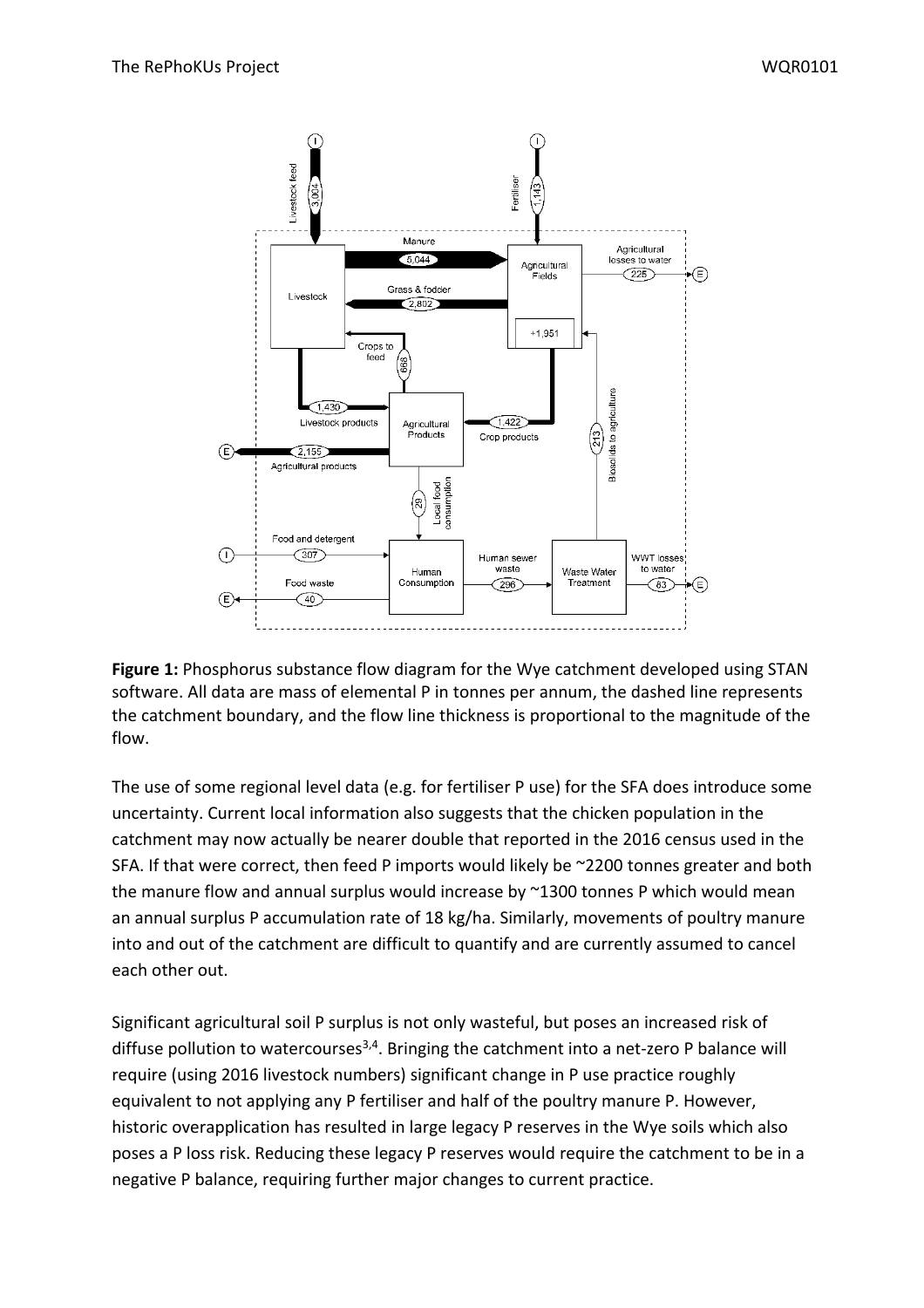**Figure 1:** Phosphorus substance flow diagram for the Wye catchment developed using STAN software. All data are mass of elemental P in tonnes per annum, the dashed line represents the catchment boundary, and the flow line thickness is proportional to the magnitude of the flow.

The use of some regional level data (e.g. for fertiliser P use) for the SFA does introduce some uncertainty. Current local information also suggests that the chicken population in the catchment may now actually be nearer double that reported in the 2016 census used in the SFA. If that were correct, then feed P imports would likely be ~2200 tonnes greater and both the manure flow and annual surplus would increase by ~1300 tonnes P which would mean an annual surplus P accumulation rate of 18 kg/ha. Similarly, movements of poultry manure into and out of the catchment are difficult to quantify and are currently assumed to cancel each other out.

Significant agricultural soil P surplus is not only wasteful, but poses an increased risk of diffuse pollution to watercourses[3,4]. Bringing the catchment into a net-zero P balance will require (using 2016 livestock numbers) significant change in P use practice roughly equivalent to not applying any P fertiliser and half of the poultry manure P. However, historic overapplication has resulted in large legacy P reserves in the Wye soils which also poses a P loss risk. Reducing these legacy P reserves would require the catchment to be in a negative P balance, requiring further major changes to current practice.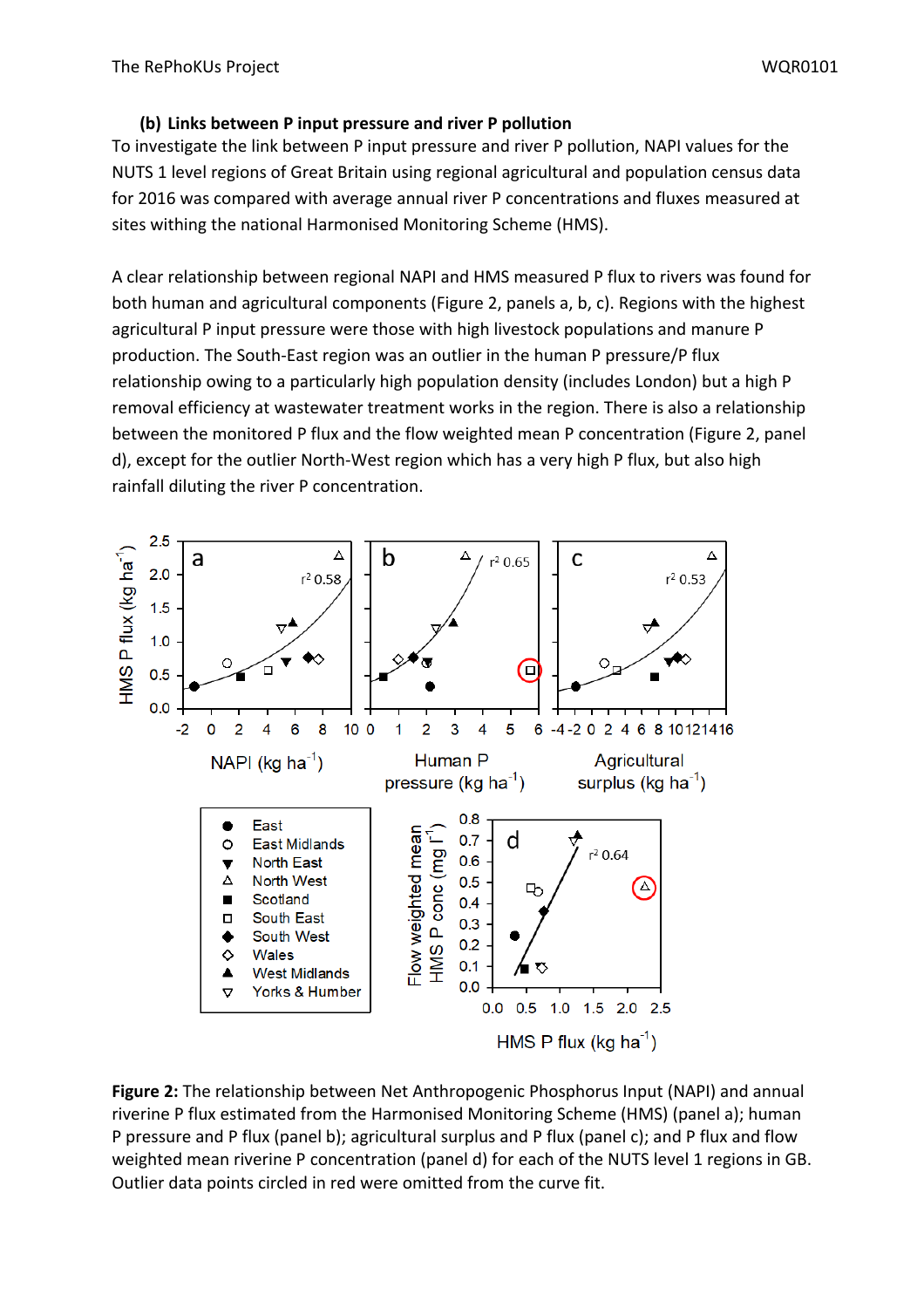### (b) Links between P input pressure and river P pollution

To investigate the link between P input pressure and river P pollution, NAPI values for the NUTS 1 level regions of Great Britain using regional agricultural and population census data for 2016 was compared with average annual river P concentrations and fluxes measured at sites withing the national Harmonised Monitoring Scheme (HMS).

A clear relationship between regional NAPI and HMS measured P flux to rivers was found for both human and agricultural components (Figure 2, panels a, b, c). Regions with the highest agricultural P input pressure were those with high livestock populations and manure P production. The South-East region was an outlier in the human P pressure/P flux relationship owing to a particularly high population density (includes London) but a high P removal efficiency at wastewater treatment works in the region. There is also a relationship between the monitored P flux and the flow weighted mean P concentration (Figure 2, panel d), except for the outlier North-West region which has a very high P flux, but also high rainfall diluting the river P concentration.

**Figure 2:** The relationship between Net Anthropogenic Phosphorus Input (NAPI) and annual riverine P flux estimated from the Harmonised Monitoring Scheme (HMS) (panel a); human P pressure and P flux (panel b); agricultural surplus and P flux (panel c); and P flux and flow weighted mean riverine P concentration (panel d) for each of the NUTS level 1 regions in GB. Outlier data points circled in red were omitted from the curve fit.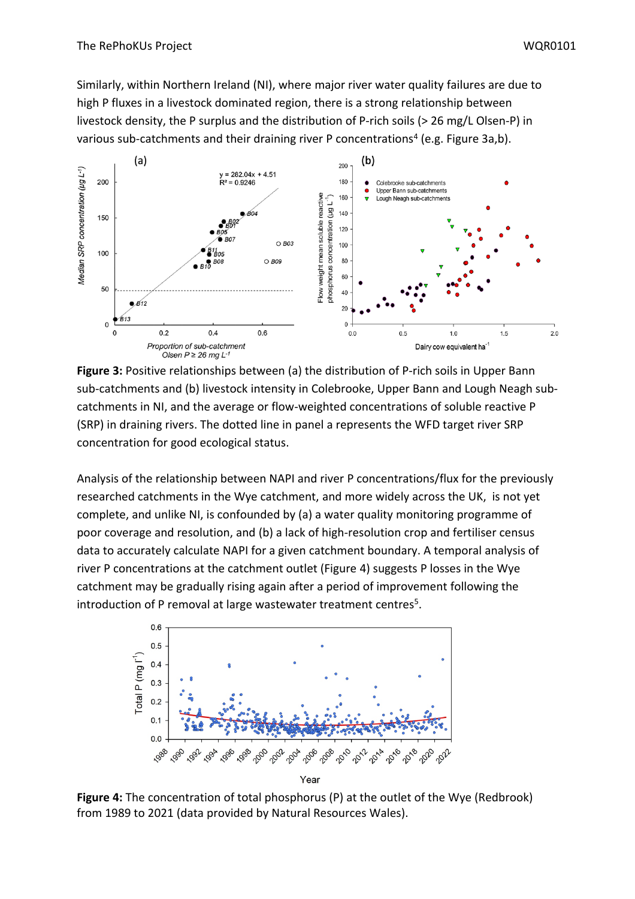Similarly, within Northern Ireland (NI), where major river water quality failures are due to high P fluxes in a livestock dominated region, there is a strong relationship between livestock density, the P surplus and the distribution of P-rich soils (> 26 mg/L Olsen-P) in various sub-catchments and their draining river P concentrations[4] (e.g. Figure 3a,b).

**Figure 3:** Positive relationships between (a) the distribution of P-rich soils in Upper Bann sub-catchments and (b) livestock intensity in Colebrooke, Upper Bann and Lough Neagh sub-catchments in NI, and the average or flow-weighted concentrations of soluble reactive P (SRP) in draining rivers. The dotted line in panel a represents the WFD target river SRP concentration for good ecological status.

Analysis of the relationship between NAPI and river P concentrations/flux for the previously researched catchments in the Wye catchment, and more widely across the UK, is not yet complete, and unlike NI, is confounded by (a) a water quality monitoring programme of poor coverage and resolution, and (b) a lack of high-resolution crop and fertiliser census data to accurately calculate NAPI for a given catchment boundary. A temporal analysis of river P concentrations at the catchment outlet (Figure 4) suggests P losses in the Wye catchment may be gradually rising again after a period of improvement following the introduction of P removal at large wastewater treatment centres[5].

**Figure 4:** The concentration of total phosphorus (P) at the outlet of the Wye (Redbrook) from 1989 to 2021 (data provided by Natural Resources Wales).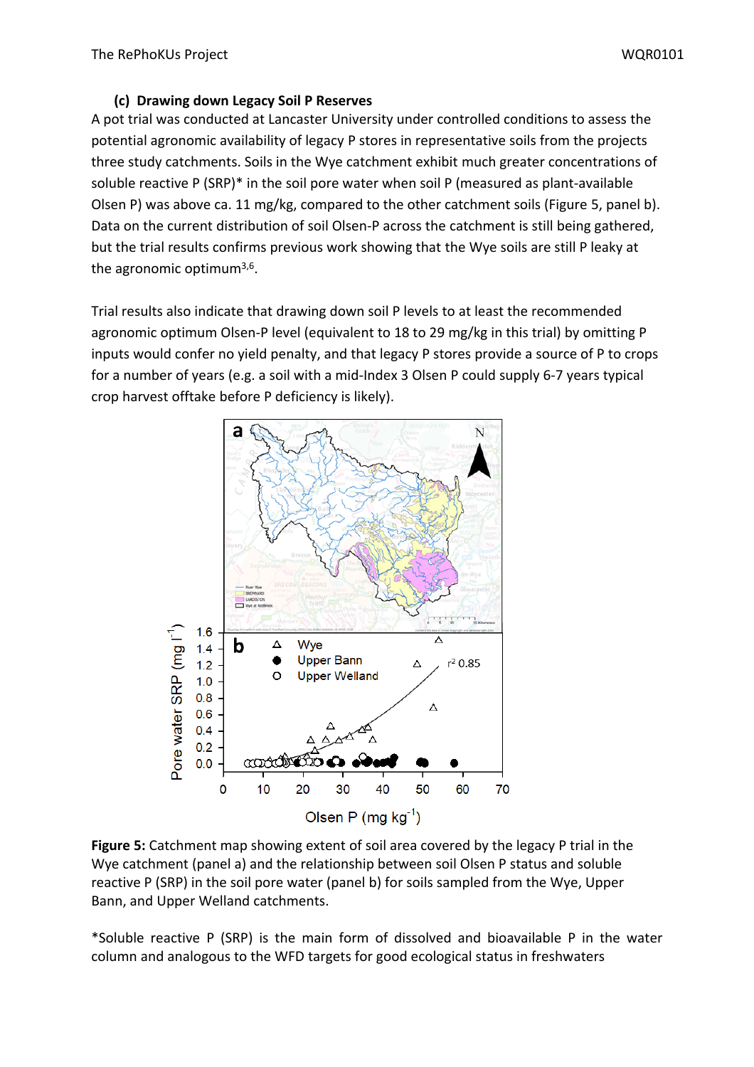### (c) Drawing down Legacy Soil P Reserves

A pot trial was conducted at Lancaster University under controlled conditions to assess the potential agronomic availability of legacy P stores in representative soils from the projects three study catchments. Soils in the Wye catchment exhibit much greater concentrations of soluble reactive P (SRP)* in the soil pore water when soil P (measured as plant-available Olsen P) was above ca. 11 mg/kg, compared to the other catchment soils (Figure 5, panel b). Data on the current distribution of soil Olsen-P across the catchment is still being gathered, but the trial results confirms previous work showing that the Wye soils are still P leaky at the agronomic optimum[3,6].

Trial results also indicate that drawing down soil P levels to at least the recommended agronomic optimum Olsen-P level (equivalent to 18 to 29 mg/kg in this trial) by omitting P inputs would confer no yield penalty, and that legacy P stores provide a source of P to crops for a number of years (e.g. a soil with a mid-Index 3 Olsen P could supply 6-7 years typical crop harvest offtake before P deficiency is likely).

**Figure 5:** Catchment map showing extent of soil area covered by the legacy P trial in the Wye catchment (panel a) and the relationship between soil Olsen P status and soluble reactive P (SRP) in the soil pore water (panel b) for soils sampled from the Wye, Upper Bann, and Upper Welland catchments.

*Soluble reactive P (SRP) is the main form of dissolved and bioavailable P in the water column and analogous to the WFD targets for good ecological status in freshwaters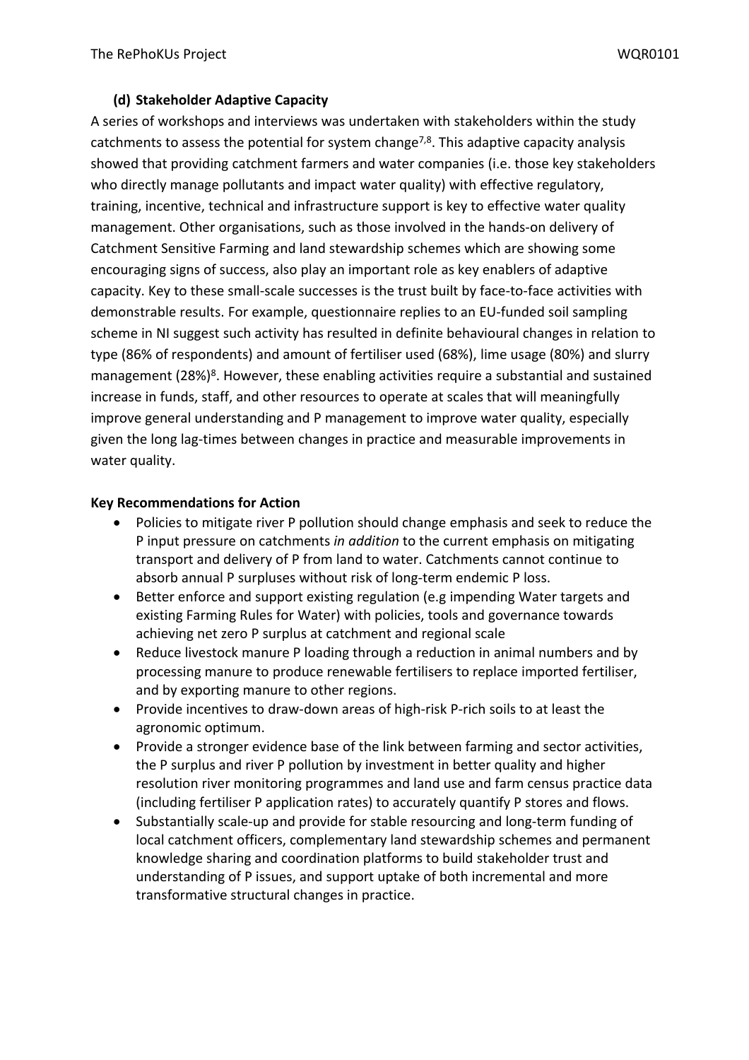### (d) Stakeholder Adaptive Capacity

A series of workshops and interviews was undertaken with stakeholders within the study catchments to assess the potential for system change[7,8]. This adaptive capacity analysis showed that providing catchment farmers and water companies (i.e. those key stakeholders who directly manage pollutants and impact water quality) with effective regulatory, training, incentive, technical and infrastructure support is key to effective water quality management. Other organisations, such as those involved in the hands-on delivery of Catchment Sensitive Farming and land stewardship schemes which are showing some encouraging signs of success, also play an important role as key enablers of adaptive capacity. Key to these small-scale successes is the trust built by face-to-face activities with demonstrable results. For example, questionnaire replies to an EU-funded soil sampling scheme in NI suggest such activity has resulted in definite behavioural changes in relation to type (86% of respondents) and amount of fertiliser used (68%), lime usage (80%) and slurry management (28%)[8]. However, these enabling activities require a substantial and sustained increase in funds, staff, and other resources to operate at scales that will meaningfully improve general understanding and P management to improve water quality, especially given the long lag-times between changes in practice and measurable improvements in water quality.

**Key Recommendations for Action**

- Policies to mitigate river P pollution should change emphasis and seek to reduce the P input pressure on catchments *in addition* to the current emphasis on mitigating transport and delivery of P from land to water. Catchments cannot continue to absorb annual P surpluses without risk of long-term endemic P loss.
- Better enforce and support existing regulation (e.g impending Water targets and existing Farming Rules for Water) with policies, tools and governance towards achieving net zero P surplus at catchment and regional scale
- Reduce livestock manure P loading through a reduction in animal numbers and by processing manure to produce renewable fertilisers to replace imported fertiliser, and by exporting manure to other regions.
- Provide incentives to draw-down areas of high-risk P-rich soils to at least the agronomic optimum.
- Provide a stronger evidence base of the link between farming and sector activities, the P surplus and river P pollution by investment in better quality and higher resolution river monitoring programmes and land use and farm census practice data (including fertiliser P application rates) to accurately quantify P stores and flows.
- Substantially scale-up and provide for stable resourcing and long-term funding of local catchment officers, complementary land stewardship schemes and permanent knowledge sharing and coordination platforms to build stakeholder trust and understanding of P issues, and support uptake of both incremental and more transformative structural changes in practice.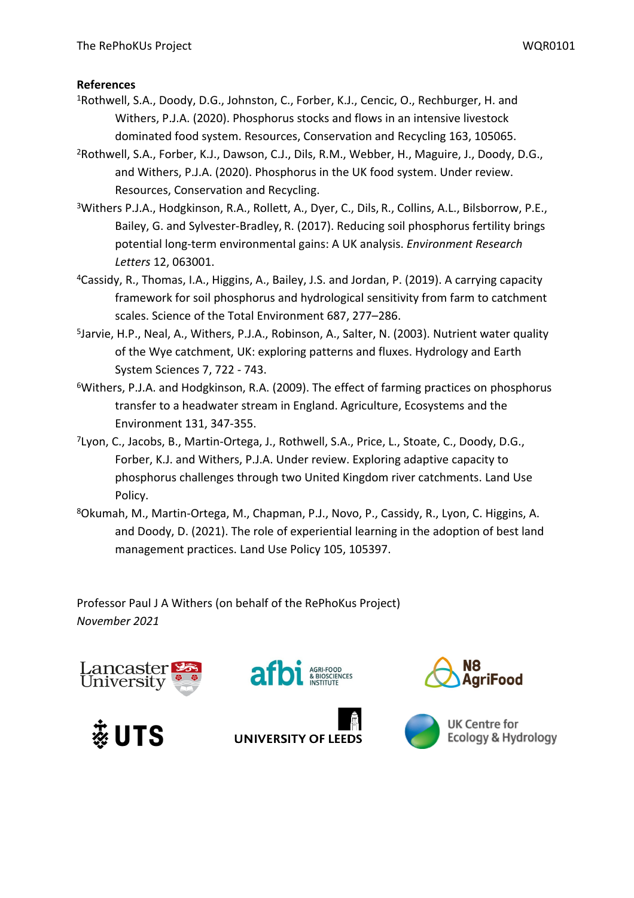**References**

[1]Rothwell, S.A., Doody, D.G., Johnston, C., Forber, K.J., Cencic, O., Rechburger, H. and Withers, P.J.A. (2020). Phosphorus stocks and flows in an intensive livestock dominated food system. Resources, Conservation and Recycling 163, 105065.

[2]Rothwell, S.A., Forber, K.J., Dawson, C.J., Dils, R.M., Webber, H., Maguire, J., Doody, D.G., and Withers, P.J.A. (2020). Phosphorus in the UK food system. Under review. Resources, Conservation and Recycling.

[3]Withers P.J.A., Hodgkinson, R.A., Rollett, A., Dyer, C., Dils, R., Collins, A.L., Bilsborrow, P.E., Bailey, G. and Sylvester-Bradley, R. (2017). Reducing soil phosphorus fertility brings potential long-term environmental gains: A UK analysis. *Environment Research Letters* 12, 063001.

[4]Cassidy, R., Thomas, I.A., Higgins, A., Bailey, J.S. and Jordan, P. (2019). A carrying capacity framework for soil phosphorus and hydrological sensitivity from farm to catchment scales. Science of the Total Environment 687, 277–286.

[5]Jarvie, H.P., Neal, A., Withers, P.J.A., Robinson, A., Salter, N. (2003). Nutrient water quality of the Wye catchment, UK: exploring patterns and fluxes. Hydrology and Earth System Sciences 7, 722 - 743.

[6]Withers, P.J.A. and Hodgkinson, R.A. (2009). The effect of farming practices on phosphorus transfer to a headwater stream in England. Agriculture, Ecosystems and the Environment 131, 347-355.

[7]Lyon, C., Jacobs, B., Martin-Ortega, J., Rothwell, S.A., Price, L., Stoate, C., Doody, D.G., Forber, K.J. and Withers, P.J.A. Under review. Exploring adaptive capacity to phosphorus challenges through two United Kingdom river catchments. Land Use Policy.

[8]Okumah, M., Martin-Ortega, M., Chapman, P.J., Novo, P., Cassidy, R., Lyon, C. Higgins, A. and Doody, D. (2021). The role of experiential learning in the adoption of best land management practices. Land Use Policy 105, 105397.

Professor Paul J A Withers (on behalf of the RePhoKus Project)
*November 2021*

Lancaster University

afbi AGRI-FOOD & BIOSCIENCES INSTITUTE

N8 AgriFood

UTS

UNIVERSITY OF LEEDS

UK Centre for Ecology & Hydrology